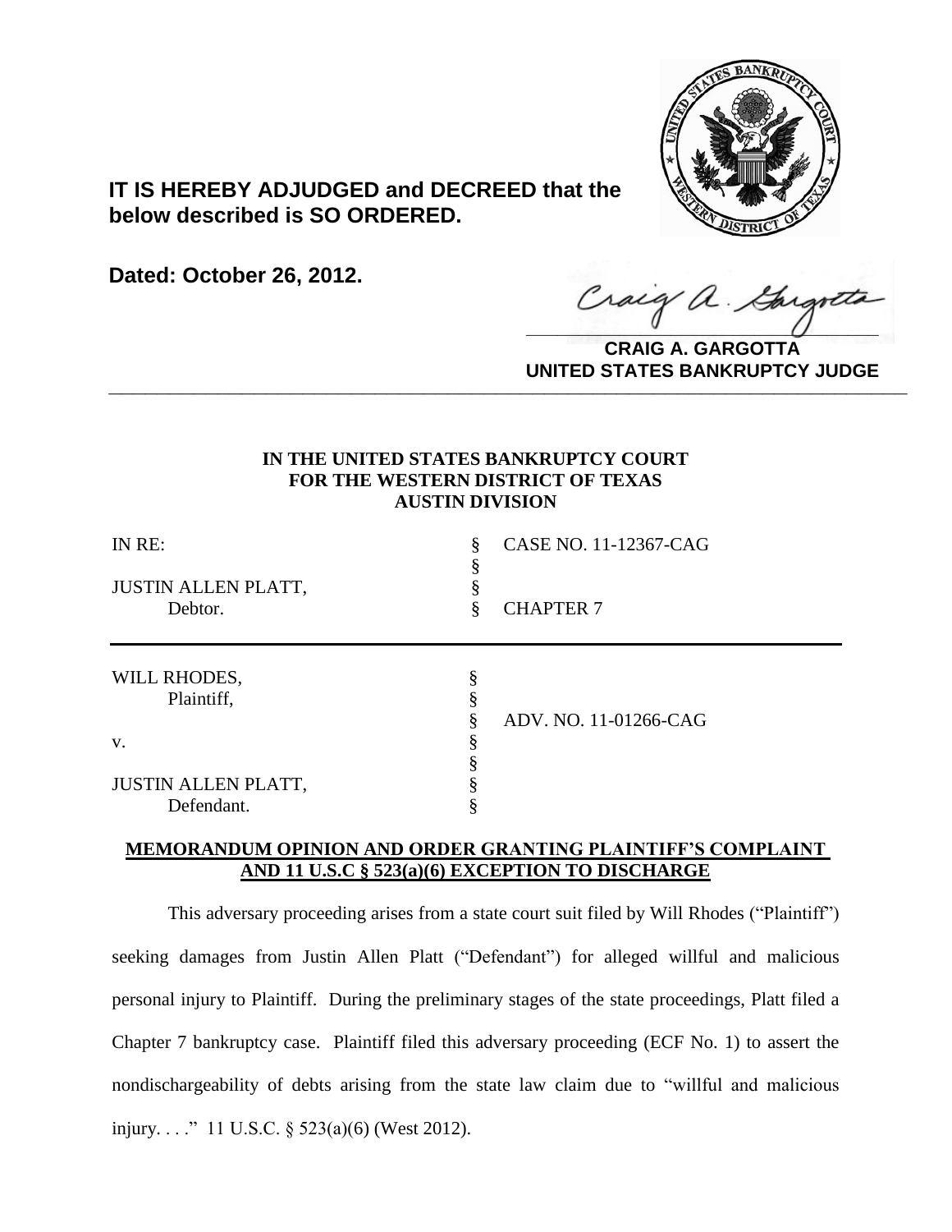**IT IS HEREBY ADJUDGED and DECREED that the below described is SO ORDERED.**

**Dated: October 26, 2012.**

**CRAIG A. GARGOTTA**
**UNITED STATES BANKRUPTCY JUDGE**

---

**IN THE UNITED STATES BANKRUPTCY COURT**
**FOR THE WESTERN DISTRICT OF TEXAS**
**AUSTIN DIVISION**

| | | |
|---|---|---|
| IN RE: | § | CASE NO. 11-12367-CAG |
| | § | |
| JUSTIN ALLEN PLATT, | § | |
| Debtor. | § | CHAPTER 7 |

| | | |
|---|---|---|
| WILL RHODES, | § | |
| Plaintiff, | § | |
| | § | ADV. NO. 11-01266-CAG |
| v. | § | |
| | § | |
| JUSTIN ALLEN PLATT, | § | |
| Defendant. | § | |

**MEMORANDUM OPINION AND ORDER GRANTING PLAINTIFF'S COMPLAINT AND 11 U.S.C § 523(a)(6) EXCEPTION TO DISCHARGE**

This adversary proceeding arises from a state court suit filed by Will Rhodes ("Plaintiff") seeking damages from Justin Allen Platt ("Defendant") for alleged willful and malicious personal injury to Plaintiff. During the preliminary stages of the state proceedings, Platt filed a Chapter 7 bankruptcy case. Plaintiff filed this adversary proceeding (ECF No. 1) to assert the nondischargeability of debts arising from the state law claim due to "willful and malicious injury. . . ." 11 U.S.C. § 523(a)(6) (West 2012).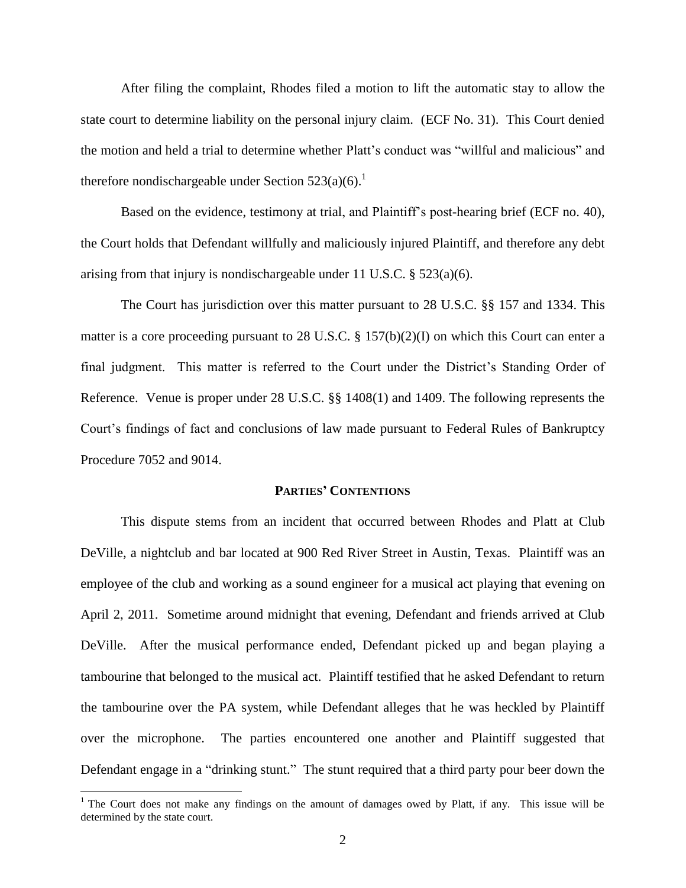After filing the complaint, Rhodes filed a motion to lift the automatic stay to allow the state court to determine liability on the personal injury claim. (ECF No. 31). This Court denied the motion and held a trial to determine whether Platt's conduct was "willful and malicious" and therefore nondischargeable under Section 523(a)(6).[1]

Based on the evidence, testimony at trial, and Plaintiff's post-hearing brief (ECF no. 40), the Court holds that Defendant willfully and maliciously injured Plaintiff, and therefore any debt arising from that injury is nondischargeable under 11 U.S.C. § 523(a)(6).

The Court has jurisdiction over this matter pursuant to 28 U.S.C. §§ 157 and 1334. This matter is a core proceeding pursuant to 28 U.S.C. § 157(b)(2)(I) on which this Court can enter a final judgment. This matter is referred to the Court under the District's Standing Order of Reference. Venue is proper under 28 U.S.C. §§ 1408(1) and 1409. The following represents the Court's findings of fact and conclusions of law made pursuant to Federal Rules of Bankruptcy Procedure 7052 and 9014.

## PARTIES' CONTENTIONS

This dispute stems from an incident that occurred between Rhodes and Platt at Club DeVille, a nightclub and bar located at 900 Red River Street in Austin, Texas. Plaintiff was an employee of the club and working as a sound engineer for a musical act playing that evening on April 2, 2011. Sometime around midnight that evening, Defendant and friends arrived at Club DeVille. After the musical performance ended, Defendant picked up and began playing a tambourine that belonged to the musical act. Plaintiff testified that he asked Defendant to return the tambourine over the PA system, while Defendant alleges that he was heckled by Plaintiff over the microphone. The parties encountered one another and Plaintiff suggested that Defendant engage in a "drinking stunt." The stunt required that a third party pour beer down the

[1] The Court does not make any findings on the amount of damages owed by Platt, if any. This issue will be determined by the state court.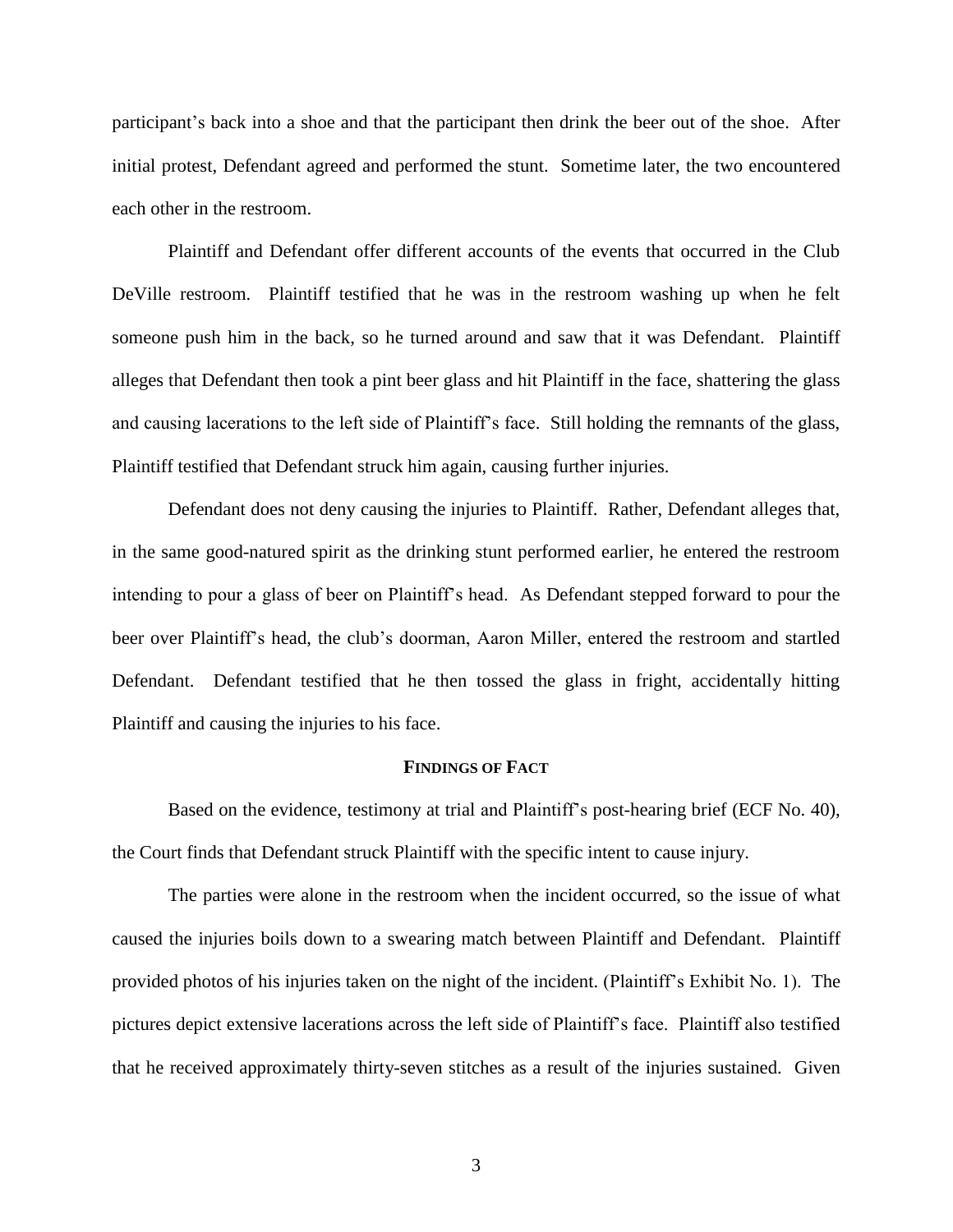participant's back into a shoe and that the participant then drink the beer out of the shoe. After initial protest, Defendant agreed and performed the stunt. Sometime later, the two encountered each other in the restroom.

Plaintiff and Defendant offer different accounts of the events that occurred in the Club DeVille restroom. Plaintiff testified that he was in the restroom washing up when he felt someone push him in the back, so he turned around and saw that it was Defendant. Plaintiff alleges that Defendant then took a pint beer glass and hit Plaintiff in the face, shattering the glass and causing lacerations to the left side of Plaintiff's face. Still holding the remnants of the glass, Plaintiff testified that Defendant struck him again, causing further injuries.

Defendant does not deny causing the injuries to Plaintiff. Rather, Defendant alleges that, in the same good-natured spirit as the drinking stunt performed earlier, he entered the restroom intending to pour a glass of beer on Plaintiff's head. As Defendant stepped forward to pour the beer over Plaintiff's head, the club's doorman, Aaron Miller, entered the restroom and startled Defendant. Defendant testified that he then tossed the glass in fright, accidentally hitting Plaintiff and causing the injuries to his face.

## **Findings of Fact**

Based on the evidence, testimony at trial and Plaintiff's post-hearing brief (ECF No. 40), the Court finds that Defendant struck Plaintiff with the specific intent to cause injury.

The parties were alone in the restroom when the incident occurred, so the issue of what caused the injuries boils down to a swearing match between Plaintiff and Defendant. Plaintiff provided photos of his injuries taken on the night of the incident. (Plaintiff's Exhibit No. 1). The pictures depict extensive lacerations across the left side of Plaintiff's face. Plaintiff also testified that he received approximately thirty-seven stitches as a result of the injuries sustained. Given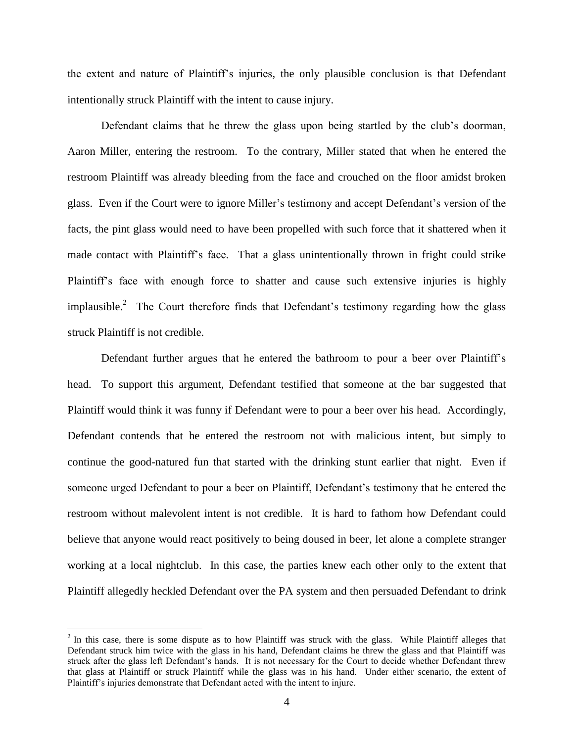the extent and nature of Plaintiff's injuries, the only plausible conclusion is that Defendant intentionally struck Plaintiff with the intent to cause injury.

Defendant claims that he threw the glass upon being startled by the club's doorman, Aaron Miller, entering the restroom. To the contrary, Miller stated that when he entered the restroom Plaintiff was already bleeding from the face and crouched on the floor amidst broken glass. Even if the Court were to ignore Miller's testimony and accept Defendant's version of the facts, the pint glass would need to have been propelled with such force that it shattered when it made contact with Plaintiff's face. That a glass unintentionally thrown in fright could strike Plaintiff's face with enough force to shatter and cause such extensive injuries is highly implausible.[2] The Court therefore finds that Defendant's testimony regarding how the glass struck Plaintiff is not credible.

Defendant further argues that he entered the bathroom to pour a beer over Plaintiff's head. To support this argument, Defendant testified that someone at the bar suggested that Plaintiff would think it was funny if Defendant were to pour a beer over his head. Accordingly, Defendant contends that he entered the restroom not with malicious intent, but simply to continue the good-natured fun that started with the drinking stunt earlier that night. Even if someone urged Defendant to pour a beer on Plaintiff, Defendant's testimony that he entered the restroom without malevolent intent is not credible. It is hard to fathom how Defendant could believe that anyone would react positively to being doused in beer, let alone a complete stranger working at a local nightclub. In this case, the parties knew each other only to the extent that Plaintiff allegedly heckled Defendant over the PA system and then persuaded Defendant to drink

[2] In this case, there is some dispute as to how Plaintiff was struck with the glass. While Plaintiff alleges that Defendant struck him twice with the glass in his hand, Defendant claims he threw the glass and that Plaintiff was struck after the glass left Defendant's hands. It is not necessary for the Court to decide whether Defendant threw that glass at Plaintiff or struck Plaintiff while the glass was in his hand. Under either scenario, the extent of Plaintiff's injuries demonstrate that Defendant acted with the intent to injure.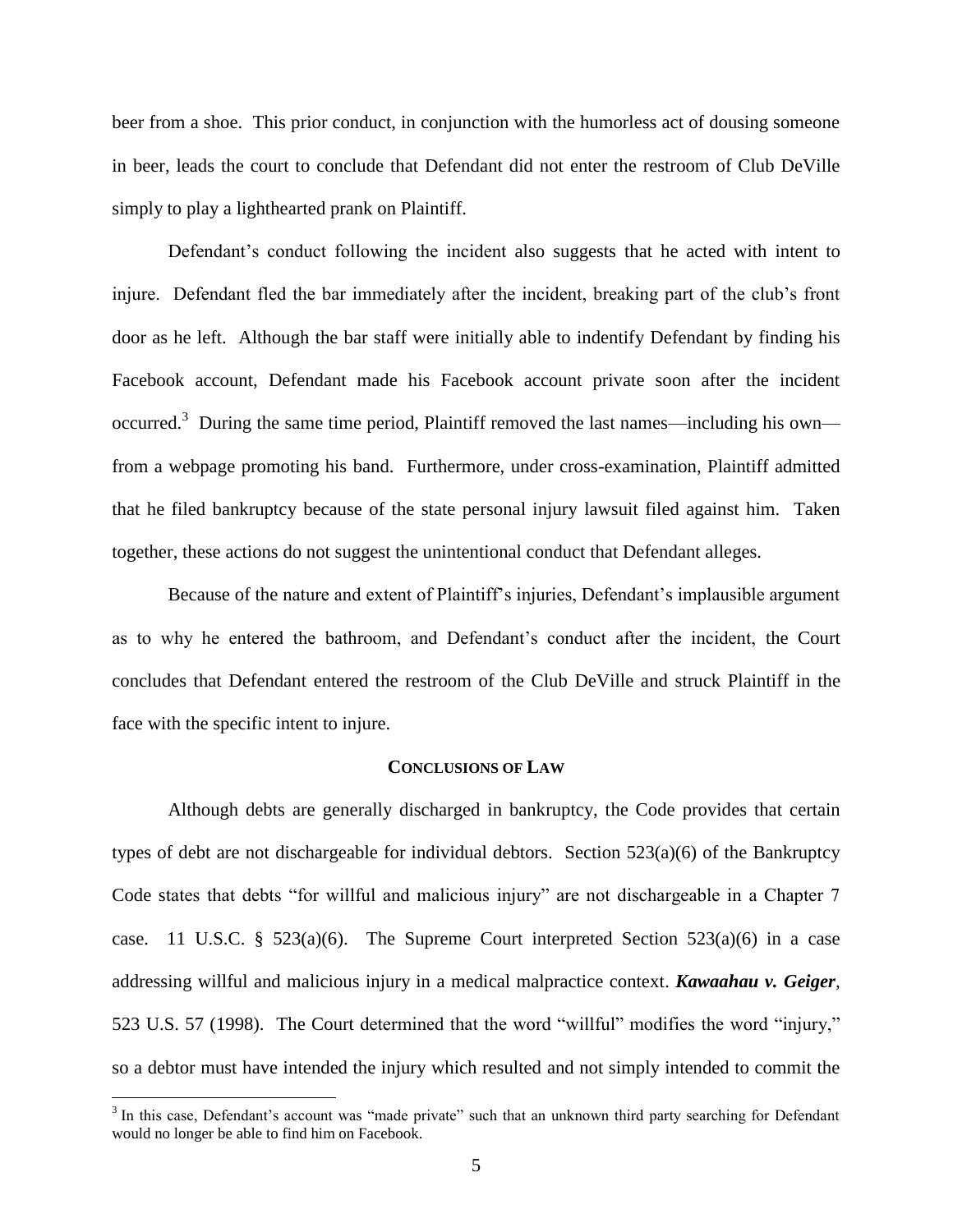beer from a shoe. This prior conduct, in conjunction with the humorless act of dousing someone in beer, leads the court to conclude that Defendant did not enter the restroom of Club DeVille simply to play a lighthearted prank on Plaintiff.

Defendant's conduct following the incident also suggests that he acted with intent to injure. Defendant fled the bar immediately after the incident, breaking part of the club's front door as he left. Although the bar staff were initially able to indentify Defendant by finding his Facebook account, Defendant made his Facebook account private soon after the incident occurred.[3] During the same time period, Plaintiff removed the last names—including his own—from a webpage promoting his band. Furthermore, under cross-examination, Plaintiff admitted that he filed bankruptcy because of the state personal injury lawsuit filed against him. Taken together, these actions do not suggest the unintentional conduct that Defendant alleges.

Because of the nature and extent of Plaintiff's injuries, Defendant's implausible argument as to why he entered the bathroom, and Defendant's conduct after the incident, the Court concludes that Defendant entered the restroom of the Club DeVille and struck Plaintiff in the face with the specific intent to injure.

## CONCLUSIONS OF LAW

Although debts are generally discharged in bankruptcy, the Code provides that certain types of debt are not dischargeable for individual debtors. Section 523(a)(6) of the Bankruptcy Code states that debts "for willful and malicious injury" are not dischargeable in a Chapter 7 case. 11 U.S.C. § 523(a)(6). The Supreme Court interpreted Section 523(a)(6) in a case addressing willful and malicious injury in a medical malpractice context. ***Kawaahau v. Geiger***, 523 U.S. 57 (1998). The Court determined that the word "willful" modifies the word "injury," so a debtor must have intended the injury which resulted and not simply intended to commit the

[3] In this case, Defendant's account was "made private" such that an unknown third party searching for Defendant would no longer be able to find him on Facebook.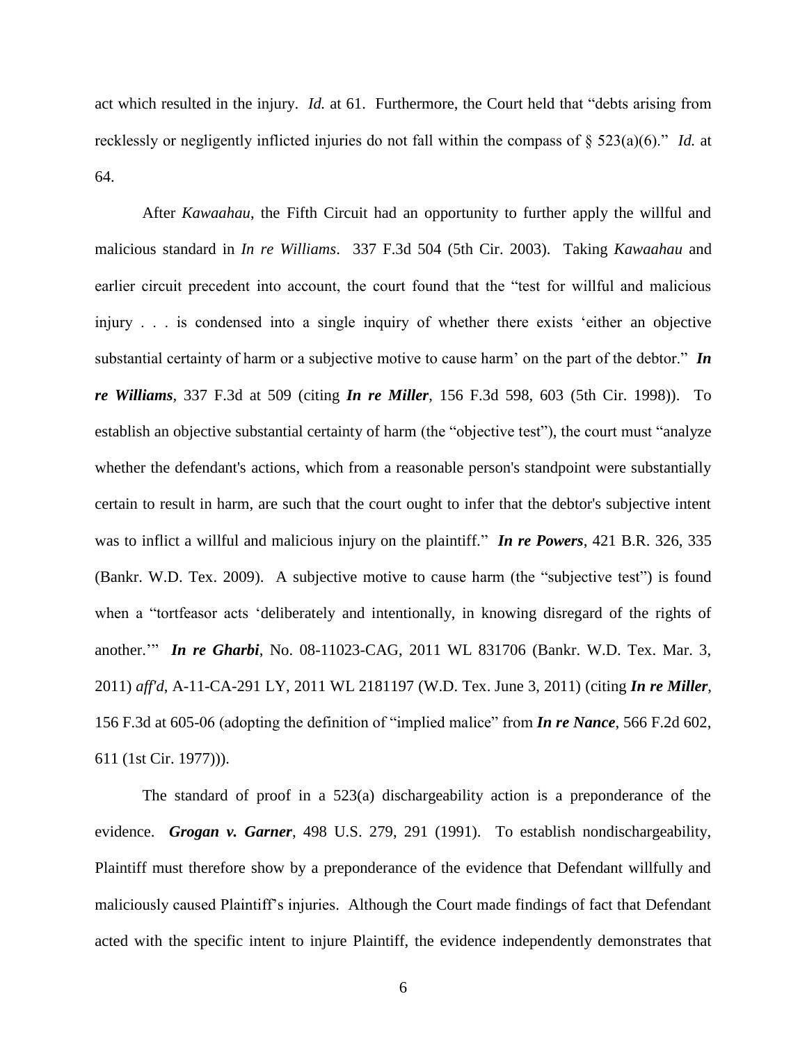act which resulted in the injury. *Id.* at 61. Furthermore, the Court held that "debts arising from recklessly or negligently inflicted injuries do not fall within the compass of § 523(a)(6)." *Id.* at 64.

After *Kawaahau*, the Fifth Circuit had an opportunity to further apply the willful and malicious standard in *In re Williams*. 337 F.3d 504 (5th Cir. 2003). Taking *Kawaahau* and earlier circuit precedent into account, the court found that the "test for willful and malicious injury . . . is condensed into a single inquiry of whether there exists 'either an objective substantial certainty of harm or a subjective motive to cause harm' on the part of the debtor." ***In re Williams***, 337 F.3d at 509 (citing ***In re Miller***, 156 F.3d 598, 603 (5th Cir. 1998)). To establish an objective substantial certainty of harm (the "objective test"), the court must "analyze whether the defendant's actions, which from a reasonable person's standpoint were substantially certain to result in harm, are such that the court ought to infer that the debtor's subjective intent was to inflict a willful and malicious injury on the plaintiff." ***In re Powers***, 421 B.R. 326, 335 (Bankr. W.D. Tex. 2009). A subjective motive to cause harm (the "subjective test") is found when a "tortfeasor acts 'deliberately and intentionally, in knowing disregard of the rights of another.'" ***In re Gharbi***, No. 08-11023-CAG, 2011 WL 831706 (Bankr. W.D. Tex. Mar. 3, 2011) *aff'd*, A-11-CA-291 LY, 2011 WL 2181197 (W.D. Tex. June 3, 2011) (citing ***In re Miller***, 156 F.3d at 605-06 (adopting the definition of "implied malice" from ***In re Nance***, 566 F.2d 602, 611 (1st Cir. 1977))).

The standard of proof in a 523(a) dischargeability action is a preponderance of the evidence. ***Grogan v. Garner***, 498 U.S. 279, 291 (1991). To establish nondischargeability, Plaintiff must therefore show by a preponderance of the evidence that Defendant willfully and maliciously caused Plaintiff's injuries. Although the Court made findings of fact that Defendant acted with the specific intent to injure Plaintiff, the evidence independently demonstrates that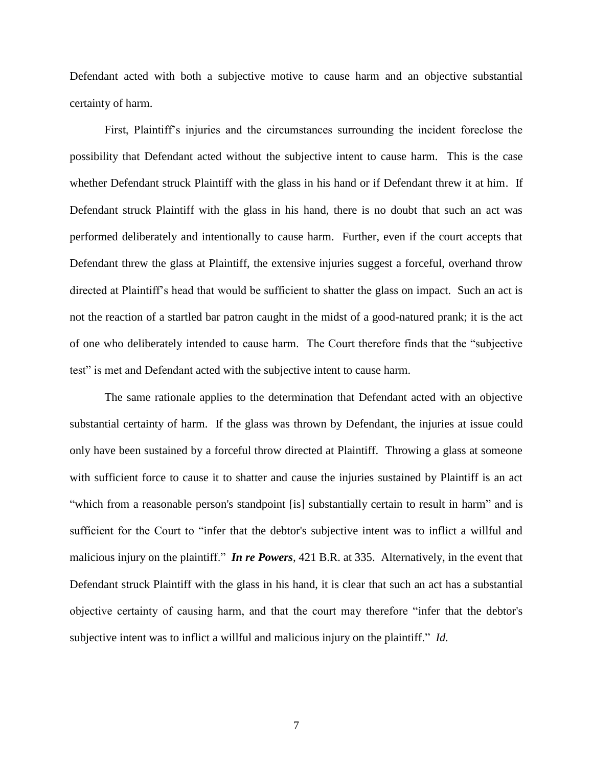Defendant acted with both a subjective motive to cause harm and an objective substantial certainty of harm.

First, Plaintiff's injuries and the circumstances surrounding the incident foreclose the possibility that Defendant acted without the subjective intent to cause harm. This is the case whether Defendant struck Plaintiff with the glass in his hand or if Defendant threw it at him. If Defendant struck Plaintiff with the glass in his hand, there is no doubt that such an act was performed deliberately and intentionally to cause harm. Further, even if the court accepts that Defendant threw the glass at Plaintiff, the extensive injuries suggest a forceful, overhand throw directed at Plaintiff's head that would be sufficient to shatter the glass on impact. Such an act is not the reaction of a startled bar patron caught in the midst of a good-natured prank; it is the act of one who deliberately intended to cause harm. The Court therefore finds that the "subjective test" is met and Defendant acted with the subjective intent to cause harm.

The same rationale applies to the determination that Defendant acted with an objective substantial certainty of harm. If the glass was thrown by Defendant, the injuries at issue could only have been sustained by a forceful throw directed at Plaintiff. Throwing a glass at someone with sufficient force to cause it to shatter and cause the injuries sustained by Plaintiff is an act "which from a reasonable person's standpoint [is] substantially certain to result in harm" and is sufficient for the Court to "infer that the debtor's subjective intent was to inflict a willful and malicious injury on the plaintiff." ***In re Powers***, 421 B.R. at 335. Alternatively, in the event that Defendant struck Plaintiff with the glass in his hand, it is clear that such an act has a substantial objective certainty of causing harm, and that the court may therefore "infer that the debtor's subjective intent was to inflict a willful and malicious injury on the plaintiff." *Id.*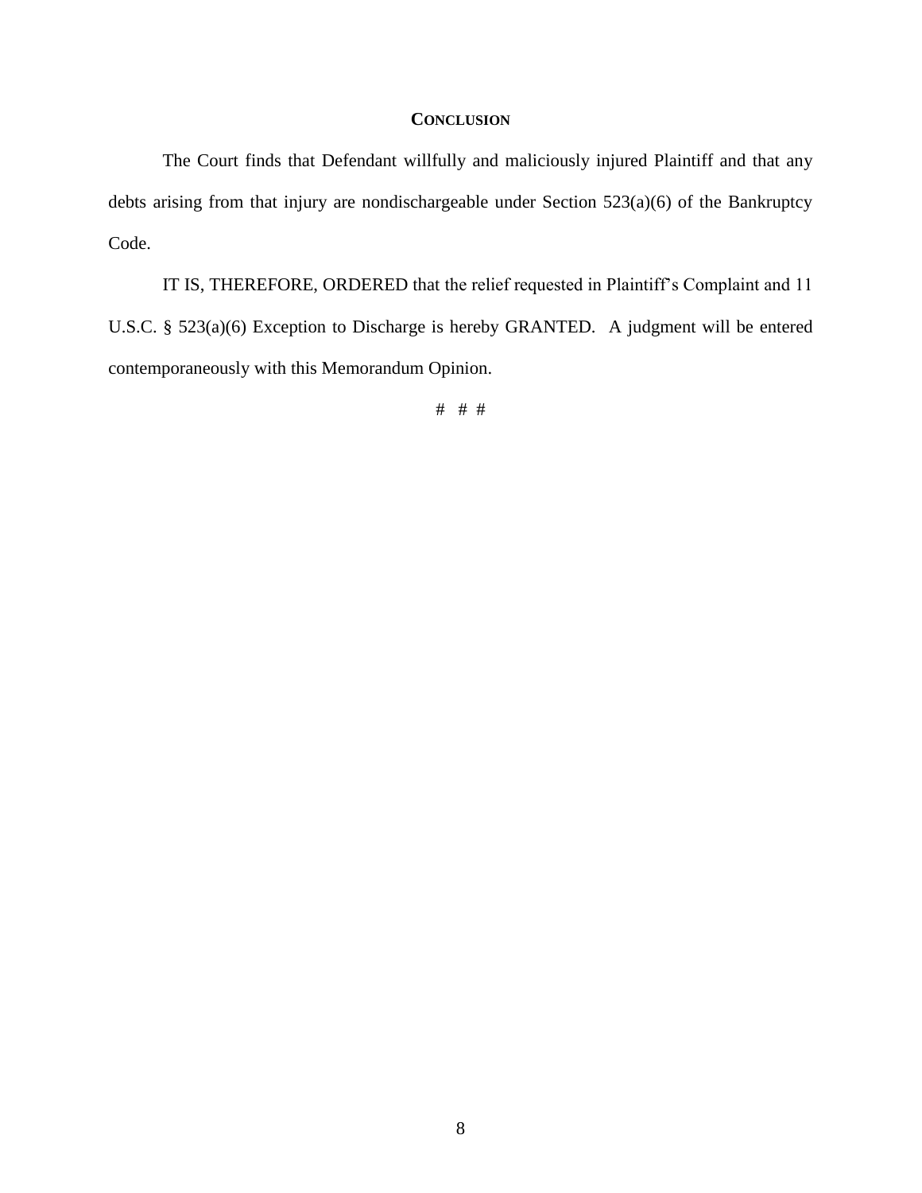## CONCLUSION

The Court finds that Defendant willfully and maliciously injured Plaintiff and that any debts arising from that injury are nondischargeable under Section 523(a)(6) of the Bankruptcy Code.

IT IS, THEREFORE, ORDERED that the relief requested in Plaintiff's Complaint and 11 U.S.C. § 523(a)(6) Exception to Discharge is hereby GRANTED. A judgment will be entered contemporaneously with this Memorandum Opinion.

# # #